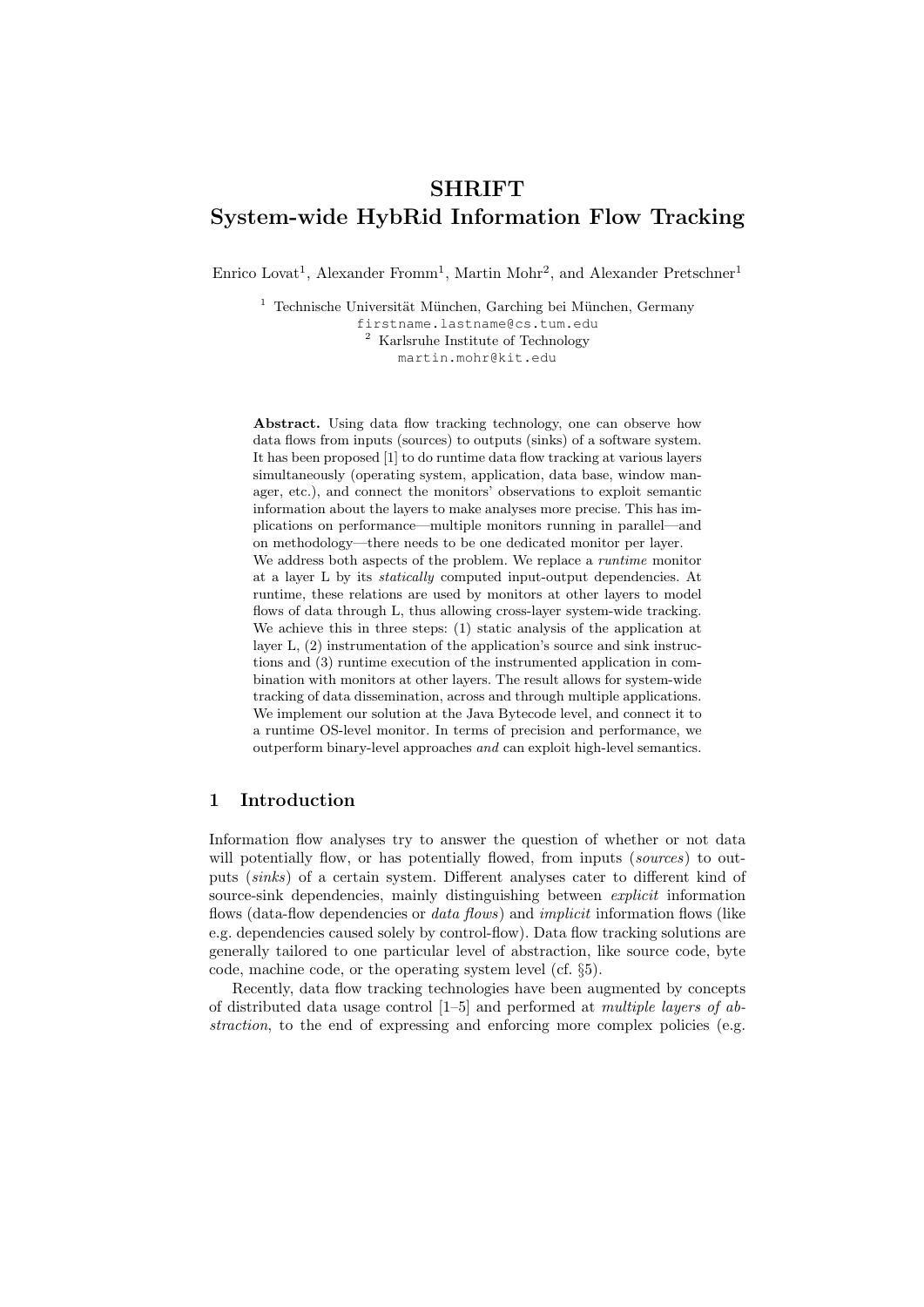# SHRIFT
# System-wide HybRid Information Flow Tracking

Enrico Lovat[1], Alexander Fromm[1], Martin Mohr[2], and Alexander Pretschner[1]

[1] Technische Universität München, Garching bei München, Germany
firstname.lastname@cs.tum.edu
[2] Karlsruhe Institute of Technology
martin.mohr@kit.edu

**Abstract.** Using data flow tracking technology, one can observe how data flows from inputs (sources) to outputs (sinks) of a software system. It has been proposed [1] to do runtime data flow tracking at various layers simultaneously (operating system, application, data base, window manager, etc.), and connect the monitors' observations to exploit semantic information about the layers to make analyses more precise. This has implications on performance—multiple monitors running in parallel—and on methodology—there needs to be one dedicated monitor per layer.
We address both aspects of the problem. We replace a *runtime* monitor at a layer L by its *statically* computed input-output dependencies. At runtime, these relations are used by monitors at other layers to model flows of data through L, thus allowing cross-layer system-wide tracking. We achieve this in three steps: (1) static analysis of the application at layer L, (2) instrumentation of the application's source and sink instructions and (3) runtime execution of the instrumented application in combination with monitors at other layers. The result allows for system-wide tracking of data dissemination, across and through multiple applications. We implement our solution at the Java Bytecode level, and connect it to a runtime OS-level monitor. In terms of precision and performance, we outperform binary-level approaches *and* can exploit high-level semantics.

## 1 Introduction

Information flow analyses try to answer the question of whether or not data will potentially flow, or has potentially flowed, from inputs (*sources*) to outputs (*sinks*) of a certain system. Different analyses cater to different kind of source-sink dependencies, mainly distinguishing between *explicit* information flows (data-flow dependencies or *data flows*) and *implicit* information flows (like e.g. dependencies caused solely by control-flow). Data flow tracking solutions are generally tailored to one particular level of abstraction, like source code, byte code, machine code, or the operating system level (cf. §5).

Recently, data flow tracking technologies have been augmented by concepts of distributed data usage control [1–5] and performed at *multiple layers of abstraction*, to the end of expressing and enforcing more complex policies (e.g.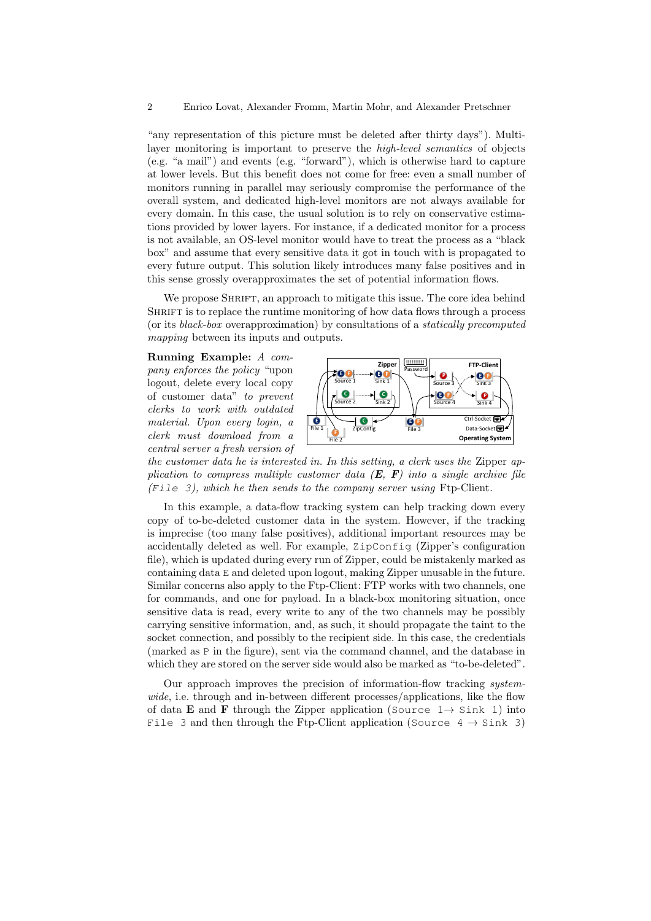"any representation of this picture must be deleted after thirty days"). Multi-layer monitoring is important to preserve the *high-level semantics* of objects (e.g. "a mail") and events (e.g. "forward"), which is otherwise hard to capture at lower levels. But this benefit does not come for free: even a small number of monitors running in parallel may seriously compromise the performance of the overall system, and dedicated high-level monitors are not always available for every domain. In this case, the usual solution is to rely on conservative estimations provided by lower layers. For instance, if a dedicated monitor for a process is not available, an OS-level monitor would have to treat the process as a "black box" and assume that every sensitive data it got in touch with is propagated to every future output. This solution likely introduces many false positives and in this sense grossly overapproximates the set of potential information flows.

We propose SHRIFT, an approach to mitigate this issue. The core idea behind SHRIFT is to replace the runtime monitoring of how data flows through a process (or its *black-box* overapproximation) by consultations of a *statically precomputed mapping* between its inputs and outputs.

**Running Example:** *A company enforces the policy* "upon logout, delete every local copy of customer data" *to prevent clerks to work with outdated material. Upon every login, a clerk must download from a central server a fresh version of the customer data he is interested in. In this setting, a clerk uses the* Zipper *application to compress multiple customer data (**E**, **F**) into a single archive file (*`File 3`*), which he then sends to the company server using* Ftp-Client.

Zipper
Password
FTP-Client
Source 1
Sink 1
Source 3
Sink 3
Source 2
Sink 2
Source 4
Sink 4
Ctrl-Socket
Data-Socket
File 1
ZipConfig
File 3
File 2
Operating System

In this example, a data-flow tracking system can help tracking down every copy of to-be-deleted customer data in the system. However, if the tracking is imprecise (too many false positives), additional important resources may be accidentally deleted as well. For example, `ZipConfig` (Zipper's configuration file), which is updated during every run of Zipper, could be mistakenly marked as containing data `E` and deleted upon logout, making Zipper unusable in the future. Similar concerns also apply to the Ftp-Client: FTP works with two channels, one for commands, and one for payload. In a black-box monitoring situation, once sensitive data is read, every write to any of the two channels may be possibly carrying sensitive information, and, as such, it should propagate the taint to the socket connection, and possibly to the recipient side. In this case, the credentials (marked as `P` in the figure), sent via the command channel, and the database in which they are stored on the server side would also be marked as "to-be-deleted".

Our approach improves the precision of information-flow tracking *system-wide*, i.e. through and in-between different processes/applications, like the flow of data **E** and **F** through the Zipper application (`Source 1`→ `Sink 1`) into `File 3` and then through the Ftp-Client application (`Source 4` → `Sink 3`)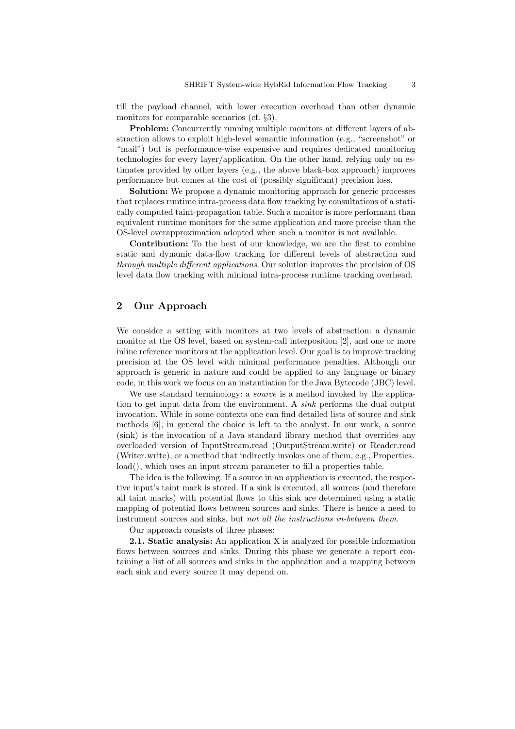till the payload channel, with lower execution overhead than other dynamic monitors for comparable scenarios (cf. §3).

**Problem:** Concurrently running multiple monitors at different layers of abstraction allows to exploit high-level semantic information (e.g., "screenshot" or "mail") but is performance-wise expensive and requires dedicated monitoring technologies for every layer/application. On the other hand, relying only on estimates provided by other layers (e.g., the above black-box approach) improves performance but comes at the cost of (possibly significant) precision loss.

**Solution:** We propose a dynamic monitoring approach for generic processes that replaces runtime intra-process data flow tracking by consultations of a statically computed taint-propagation table. Such a monitor is more performant than equivalent runtime monitors for the same application and more precise than the OS-level overapproximation adopted when such a monitor is not available.

**Contribution:** To the best of our knowledge, we are the first to combine static and dynamic data-flow tracking for different levels of abstraction and *through multiple different applications*. Our solution improves the precision of OS level data flow tracking with minimal intra-process runtime tracking overhead.

## 2 Our Approach

We consider a setting with monitors at two levels of abstraction: a dynamic monitor at the OS level, based on system-call interposition [2], and one or more inline reference monitors at the application level. Our goal is to improve tracking precision at the OS level with minimal performance penalties. Although our approach is generic in nature and could be applied to any language or binary code, in this work we focus on an instantiation for the Java Bytecode (JBC) level.

We use standard terminology: a *source* is a method invoked by the application to get input data from the environment. A *sink* performs the dual output invocation. While in some contexts one can find detailed lists of source and sink methods [6], in general the choice is left to the analyst. In our work, a source (sink) is the invocation of a Java standard library method that overrides any overloaded version of InputStream.read (OutputStream.write) or Reader.read (Writer.write), or a method that indirectly invokes one of them, e.g., Properties.load(), which uses an input stream parameter to fill a properties table.

The idea is the following. If a source in an application is executed, the respective input's taint mark is stored. If a sink is executed, all sources (and therefore all taint marks) with potential flows to this sink are determined using a static mapping of potential flows between sources and sinks. There is hence a need to instrument sources and sinks, but *not all the instructions in-between them*.

Our approach consists of three phases:

**2.1. Static analysis:** An application X is analyzed for possible information flows between sources and sinks. During this phase we generate a report containing a list of all sources and sinks in the application and a mapping between each sink and every source it may depend on.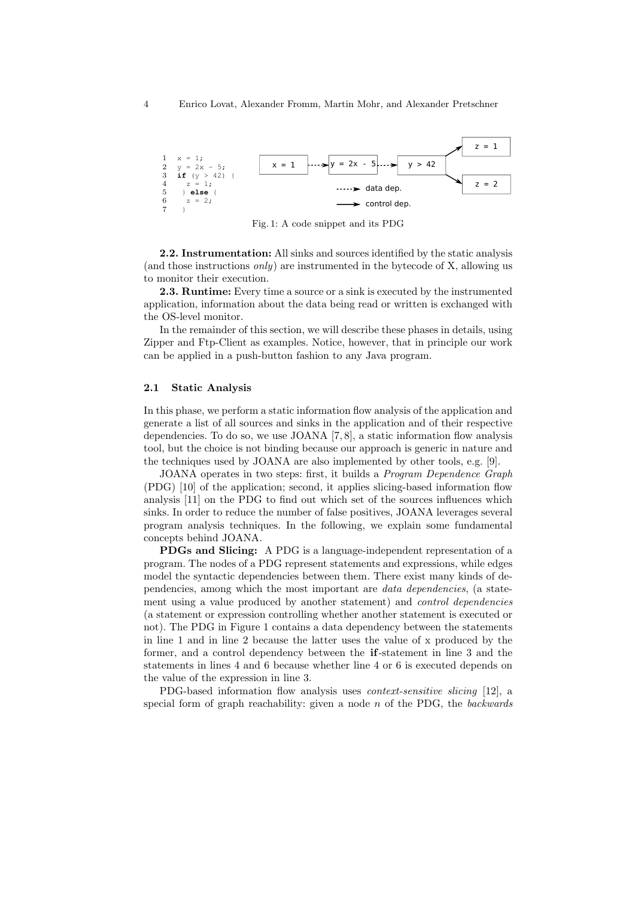```
1  x = 1;
2  y = 2x - 5;
3  if (y > 42) {
4    z = 1;
5   } else {
6    z = 2;
7   }
```

Fig. 1: A code snippet and its PDG

**2.2. Instrumentation:** All sinks and sources identified by the static analysis (and those instructions *only*) are instrumented in the bytecode of X, allowing us to monitor their execution.

**2.3. Runtime:** Every time a source or a sink is executed by the instrumented application, information about the data being read or written is exchanged with the OS-level monitor.

In the remainder of this section, we will describe these phases in details, using Zipper and Ftp-Client as examples. Notice, however, that in principle our work can be applied in a push-button fashion to any Java program.

### 2.1 Static Analysis

In this phase, we perform a static information flow analysis of the application and generate a list of all sources and sinks in the application and of their respective dependencies. To do so, we use JOANA [7, 8], a static information flow analysis tool, but the choice is not binding because our approach is generic in nature and the techniques used by JOANA are also implemented by other tools, e.g. [9].

JOANA operates in two steps: first, it builds a *Program Dependence Graph* (PDG) [10] of the application; second, it applies slicing-based information flow analysis [11] on the PDG to find out which set of the sources influences which sinks. In order to reduce the number of false positives, JOANA leverages several program analysis techniques. In the following, we explain some fundamental concepts behind JOANA.

**PDGs and Slicing:** A PDG is a language-independent representation of a program. The nodes of a PDG represent statements and expressions, while edges model the syntactic dependencies between them. There exist many kinds of dependencies, among which the most important are *data dependencies*, (a statement using a value produced by another statement) and *control dependencies* (a statement or expression controlling whether another statement is executed or not). The PDG in Figure 1 contains a data dependency between the statements in line 1 and in line 2 because the latter uses the value of x produced by the former, and a control dependency between the **if**-statement in line 3 and the statements in lines 4 and 6 because whether line 4 or 6 is executed depends on the value of the expression in line 3.

PDG-based information flow analysis uses *context-sensitive slicing* [12], a special form of graph reachability: given a node $n$ of the PDG, the *backwards*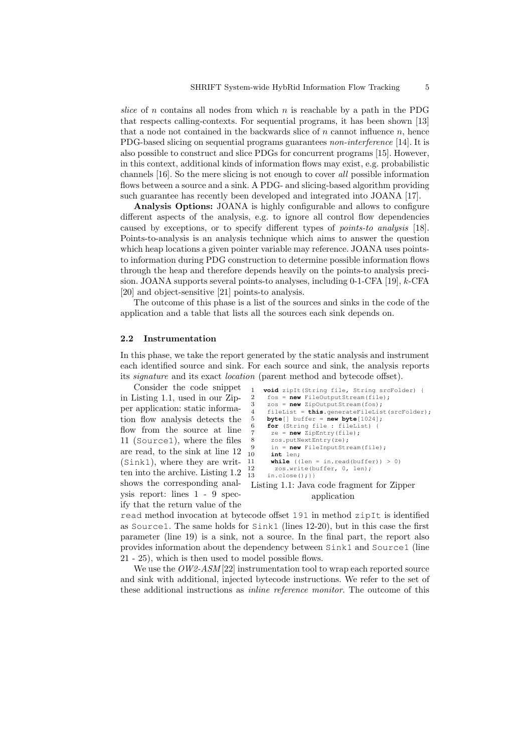*slice* of $n$ contains all nodes from which $n$ is reachable by a path in the PDG that respects calling-contexts. For sequential programs, it has been shown [13] that a node not contained in the backwards slice of $n$ cannot influence $n$, hence PDG-based slicing on sequential programs guarantees *non-interference* [14]. It is also possible to construct and slice PDGs for concurrent programs [15]. However, in this context, additional kinds of information flows may exist, e.g. probabilistic channels [16]. So the mere slicing is not enough to cover *all* possible information flows between a source and a sink. A PDG- and slicing-based algorithm providing such guarantee has recently been developed and integrated into JOANA [17].

**Analysis Options:** JOANA is highly configurable and allows to configure different aspects of the analysis, e.g. to ignore all control flow dependencies caused by exceptions, or to specify different types of *points-to analysis* [18]. Points-to-analysis is an analysis technique which aims to answer the question which heap locations a given pointer variable may reference. JOANA uses points-to information during PDG construction to determine possible information flows through the heap and therefore depends heavily on the points-to analysis precision. JOANA supports several points-to analyses, including 0-1-CFA [19], $k$-CFA [20] and object-sensitive [21] points-to analysis.

The outcome of this phase is a list of the sources and sinks in the code of the application and a table that lists all the sources each sink depends on.

### 2.2 Instrumentation

In this phase, we take the report generated by the static analysis and instrument each identified source and sink. For each source and sink, the analysis reports its *signature* and its exact *location* (parent method and bytecode offset).

Consider the code snippet in Listing 1.1, used in our Zipper application: static information flow analysis detects the flow from the source at line 11 (`Source1`), where the files are read, to the sink at line 12 (`Sink1`), where they are written into the archive. Listing 1.2 shows the corresponding analysis report: lines 1 - 9 specify that the return value of the `read` method invocation at bytecode offset `191` in method `zipIt` is identified as `Source1`. The same holds for `Sink1` (lines 12-20), but in this case the first parameter (line 19) is a sink, not a source. In the final part, the report also provides information about the dependency between `Sink1` and `Source1` (line 21 - 25), which is then used to model possible flows.

```
1  void zipIt(String file, String srcFolder) {
2   fos = new FileOutputStream(file);
3   zos = new ZipOutputStream(fos);
4   fileList = this.generateFileList(srcFolder);
5   byte[] buffer = new byte[1024];
6   for (String file : fileList) {
7    ze = new ZipEntry(file);
8    zos.putNextEntry(ze);
9    in = new FileInputStream(file);
10   int len;
11   while ((len = in.read(buffer)) > 0)
12    zos.write(buffer, 0, len);
13  in.close();}}
```

Listing 1.1: Java code fragment for Zipper application

We use the *OW2-ASM* [22] instrumentation tool to wrap each reported source and sink with additional, injected bytecode instructions. We refer to the set of these additional instructions as *inline reference monitor*. The outcome of this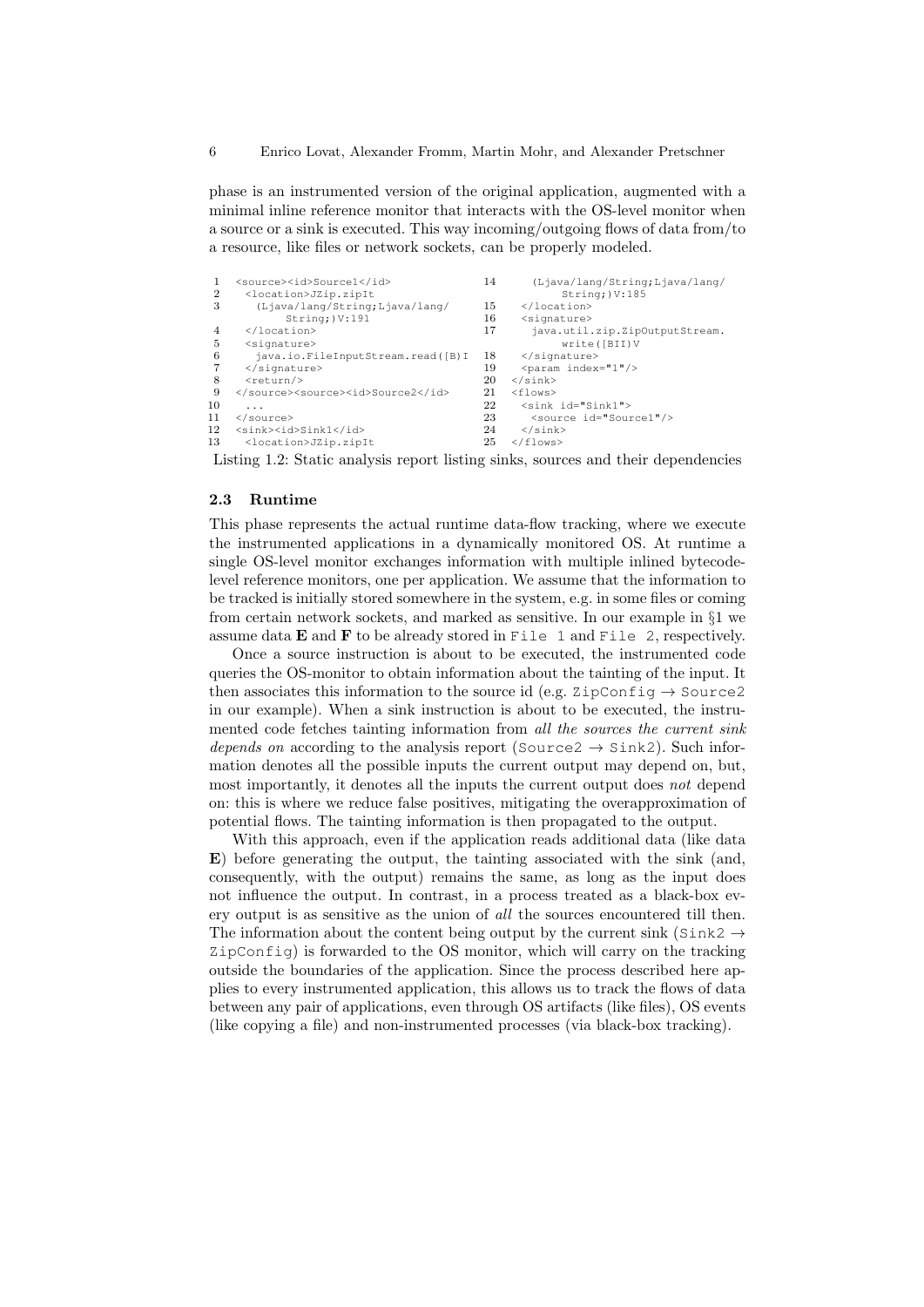phase is an instrumented version of the original application, augmented with a minimal inline reference monitor that interacts with the OS-level monitor when a source or a sink is executed. This way incoming/outgoing flows of data from/to a resource, like files or network sockets, can be properly modeled.

```
1   <source><id>Source1</id>
2     <location>JZip.zipIt
3       (Ljava/lang/String;Ljava/lang/
          String;)V:191
4     </location>
5     <signature>
6       java.io.FileInputStream.read([B)I
7     </signature>
8     <return/>
9   </source><source><id>Source2</id>
10    ...
11  </source>
12  <sink><id>Sink1</id>
13    <location>JZip.zipIt
14      (Ljava/lang/String;Ljava/lang/
          String;)V:185
15    </location>
16    <signature>
17      java.util.zip.ZipOutputStream.
          write([BII)V
18    </signature>
19    <param index="1"/>
20  </sink>
21  <flows>
22    <sink id="Sink1">
23      <source id="Source1"/>
24    </sink>
25  </flows>
```

Listing 1.2: Static analysis report listing sinks, sources and their dependencies

### 2.3 Runtime

This phase represents the actual runtime data-flow tracking, where we execute the instrumented applications in a dynamically monitored OS. At runtime a single OS-level monitor exchanges information with multiple inlined bytecode-level reference monitors, one per application. We assume that the information to be tracked is initially stored somewhere in the system, e.g. in some files or coming from certain network sockets, and marked as sensitive. In our example in §1 we assume data **E** and **F** to be already stored in `File 1` and `File 2`, respectively.

Once a source instruction is about to be executed, the instrumented code queries the OS-monitor to obtain information about the tainting of the input. It then associates this information to the source id (e.g. `ZipConfig` $\rightarrow$ `Source2` in our example). When a sink instruction is about to be executed, the instrumented code fetches tainting information from *all the sources the current sink depends on* according to the analysis report (`Source2` $\rightarrow$ `Sink2`). Such information denotes all the possible inputs the current output may depend on, but, most importantly, it denotes all the inputs the current output does *not* depend on: this is where we reduce false positives, mitigating the overapproximation of potential flows. The tainting information is then propagated to the output.

With this approach, even if the application reads additional data (like data **E**) before generating the output, the tainting associated with the sink (and, consequently, with the output) remains the same, as long as the input does not influence the output. In contrast, in a process treated as a black-box every output is as sensitive as the union of *all* the sources encountered till then. The information about the content being output by the current sink (`Sink2` $\rightarrow$ `ZipConfig`) is forwarded to the OS monitor, which will carry on the tracking outside the boundaries of the application. Since the process described here applies to every instrumented application, this allows us to track the flows of data between any pair of applications, even through OS artifacts (like files), OS events (like copying a file) and non-instrumented processes (via black-box tracking).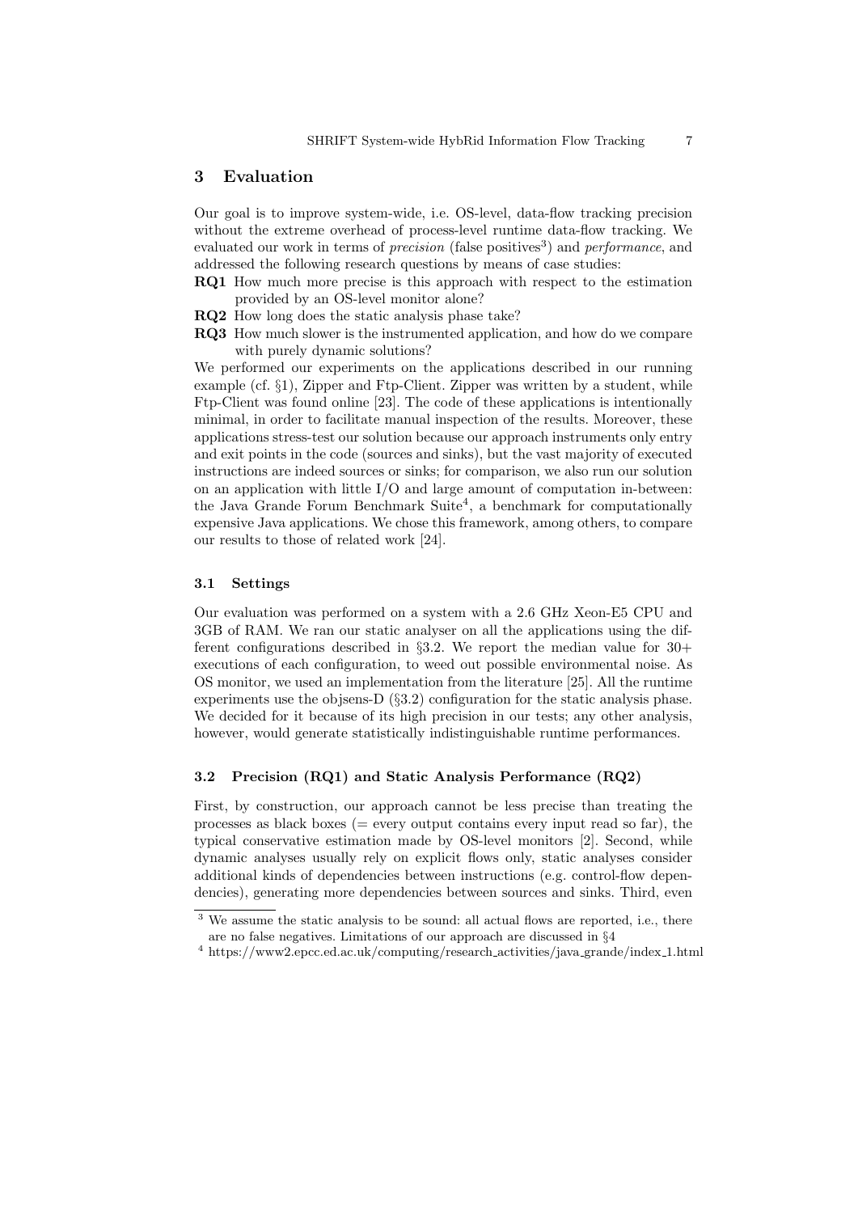## 3 Evaluation

Our goal is to improve system-wide, i.e. OS-level, data-flow tracking precision without the extreme overhead of process-level runtime data-flow tracking. We evaluated our work in terms of *precision* (false positives[3]) and *performance*, and addressed the following research questions by means of case studies:

**RQ1** How much more precise is this approach with respect to the estimation provided by an OS-level monitor alone?

**RQ2** How long does the static analysis phase take?

**RQ3** How much slower is the instrumented application, and how do we compare with purely dynamic solutions?

We performed our experiments on the applications described in our running example (cf. §1), Zipper and Ftp-Client. Zipper was written by a student, while Ftp-Client was found online [23]. The code of these applications is intentionally minimal, in order to facilitate manual inspection of the results. Moreover, these applications stress-test our solution because our approach instruments only entry and exit points in the code (sources and sinks), but the vast majority of executed instructions are indeed sources or sinks; for comparison, we also run our solution on an application with little I/O and large amount of computation in-between: the Java Grande Forum Benchmark Suite[4], a benchmark for computationally expensive Java applications. We chose this framework, among others, to compare our results to those of related work [24].

### 3.1 Settings

Our evaluation was performed on a system with a 2.6 GHz Xeon-E5 CPU and 3GB of RAM. We ran our static analyser on all the applications using the different configurations described in §3.2. We report the median value for 30+ executions of each configuration, to weed out possible environmental noise. As OS monitor, we used an implementation from the literature [25]. All the runtime experiments use the objsens-D (§3.2) configuration for the static analysis phase. We decided for it because of its high precision in our tests; any other analysis, however, would generate statistically indistinguishable runtime performances.

### 3.2 Precision (RQ1) and Static Analysis Performance (RQ2)

First, by construction, our approach cannot be less precise than treating the processes as black boxes (= every output contains every input read so far), the typical conservative estimation made by OS-level monitors [2]. Second, while dynamic analyses usually rely on explicit flows only, static analyses consider additional kinds of dependencies between instructions (e.g. control-flow dependencies), generating more dependencies between sources and sinks. Third, even

[3] We assume the static analysis to be sound: all actual flows are reported, i.e., there are no false negatives. Limitations of our approach are discussed in §4

[4] https://www2.epcc.ed.ac.uk/computing/research_activities/java_grande/index_1.html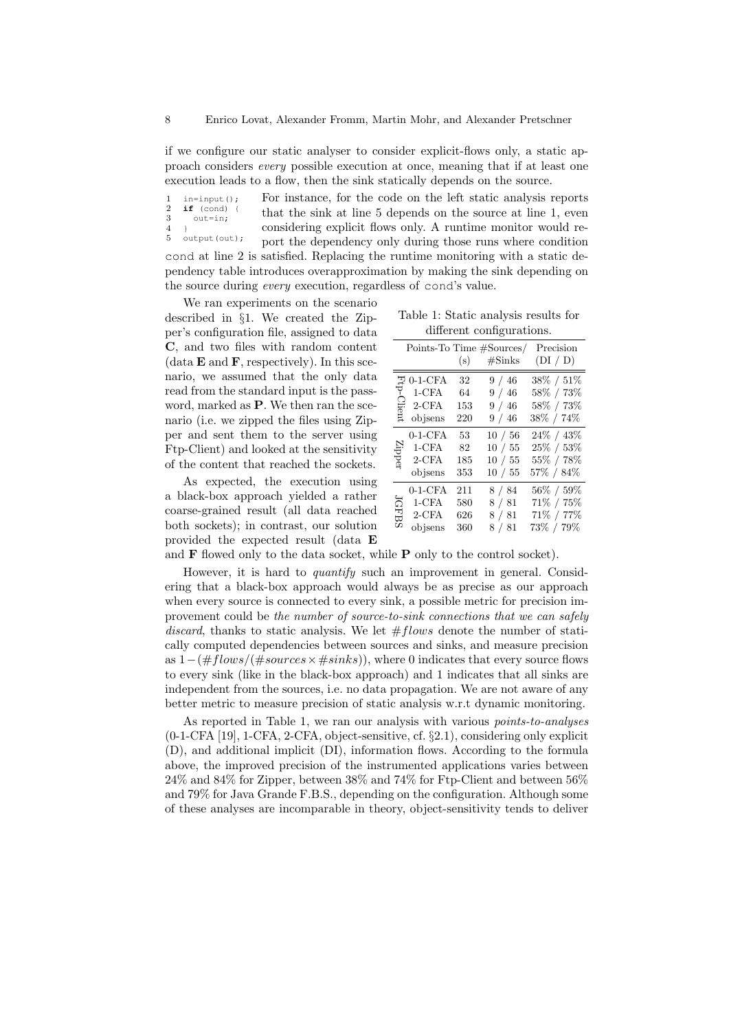if we configure our static analyser to consider explicit-flows only, a static approach considers *every* possible execution at once, meaning that if at least one execution leads to a flow, then the sink statically depends on the source.

```
1  in=input();
2  if (cond) {
3    out=in;
4  }
5  output(out);
```

For instance, for the code on the left static analysis reports that the sink at line 5 depends on the source at line 1, even considering explicit flows only. A runtime monitor would report the dependency only during those runs where condition `cond` at line 2 is satisfied. Replacing the runtime monitoring with a static dependency table introduces overapproximation by making the sink depending on the source during *every* execution, regardless of `cond`'s value.

We ran experiments on the scenario described in §1. We created the Zipper's configuration file, assigned to data **C**, and two files with random content (data **E** and **F**, respectively). In this scenario, we assumed that the only data read from the standard input is the password, marked as **P**. We then ran the scenario (i.e. we zipped the files using Zipper and sent them to the server using Ftp-Client) and looked at the sensitivity of the content that reached the sockets.

Table 1: Static analysis results for different configurations.

| | Points-To | Time (s) | #Sources/ #Sinks | Precision (DI / D) |
|---|---|---|---|---|
| Ftp-Client | 0-1-CFA | 32 | 9 / 46 | 38% / 51% |
| | 1-CFA | 64 | 9 / 46 | 58% / 73% |
| | 2-CFA | 153 | 9 / 46 | 58% / 73% |
| | objsens | 220 | 9 / 46 | 38% / 74% |
| Zipper | 0-1-CFA | 53 | 10 / 56 | 24% / 43% |
| | 1-CFA | 82 | 10 / 55 | 25% / 53% |
| | 2-CFA | 185 | 10 / 55 | 55% / 78% |
| | objsens | 353 | 10 / 55 | 57% / 84% |
| JGFBS | 0-1-CFA | 211 | 8 / 84 | 56% / 59% |
| | 1-CFA | 580 | 8 / 81 | 71% / 75% |
| | 2-CFA | 626 | 8 / 81 | 71% / 77% |
| | objsens | 360 | 8 / 81 | 73% / 79% |

As expected, the execution using a black-box approach yielded a rather coarse-grained result (all data reached both sockets); in contrast, our solution provided the expected result (data **E** and **F** flowed only to the data socket, while **P** only to the control socket).

However, it is hard to *quantify* such an improvement in general. Considering that a black-box approach would always be as precise as our approach when every source is connected to every sink, a possible metric for precision improvement could be *the number of source-to-sink connections that we can safely discard*, thanks to static analysis. We let $\#flows$ denote the number of statically computed dependencies between sources and sinks, and measure precision as $1-(\#flows/(\#sources \times \#sinks))$, where 0 indicates that every source flows to every sink (like in the black-box approach) and 1 indicates that all sinks are independent from the sources, i.e. no data propagation. We are not aware of any better metric to measure precision of static analysis w.r.t dynamic monitoring.

As reported in Table 1, we ran our analysis with various *points-to-analyses* (0-1-CFA [19], 1-CFA, 2-CFA, object-sensitive, cf. §2.1), considering only explicit (D), and additional implicit (DI), information flows. According to the formula above, the improved precision of the instrumented applications varies between 24% and 84% for Zipper, between 38% and 74% for Ftp-Client and between 56% and 79% for Java Grande F.B.S., depending on the configuration. Although some of these analyses are incomparable in theory, object-sensitivity tends to deliver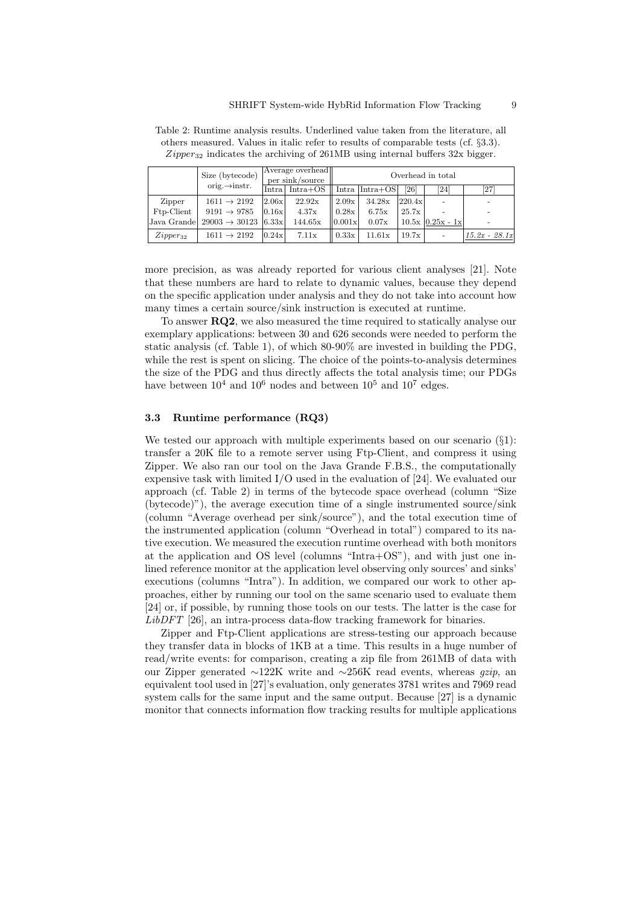Table 2: Runtime analysis results. Underlined value taken from the literature, all others measured. Values in italic refer to results of comparable tests (cf. §3.3). $Zipper_{32}$ indicates the archiving of 261MB using internal buffers 32x bigger.

| | Size (bytecode) orig.→instr. | Average overhead per sink/source | | Overhead in total | | | | |
|---|---|---|---|---|---|---|---|---|
| | | Intra | Intra+OS | Intra | Intra+OS | [26] | [24] | [27] |
| Zipper | 1611 → 2192 | 2.06x | 22.92x | 2.09x | 34.28x | 220.4x | - | - |
| Ftp-Client | 9191 → 9785 | 0.16x | 4.37x | 0.28x | 6.75x | 25.7x | - | - |
| Java Grande | 29003 → 30123 | 6.33x | 144.65x | 0.001x | 0.07x | 10.5x | *0.25x - 1x* | - |
| $Zipper_{32}$ | 1611 → 2192 | 0.24x | 7.11x | 0.33x | 11.61x | 19.7x | - | *15.2x - 28.1x* |

more precision, as was already reported for various client analyses [21]. Note that these numbers are hard to relate to dynamic values, because they depend on the specific application under analysis and they do not take into account how many times a certain source/sink instruction is executed at runtime.

To answer **RQ2**, we also measured the time required to statically analyse our exemplary applications: between 30 and 626 seconds were needed to perform the static analysis (cf. Table 1), of which 80-90% are invested in building the PDG, while the rest is spent on slicing. The choice of the points-to-analysis determines the size of the PDG and thus directly affects the total analysis time; our PDGs have between $10^4$ and $10^6$ nodes and between $10^5$ and $10^7$ edges.

### 3.3 Runtime performance (RQ3)

We tested our approach with multiple experiments based on our scenario (§1): transfer a 20K file to a remote server using Ftp-Client, and compress it using Zipper. We also ran our tool on the Java Grande F.B.S., the computationally expensive task with limited I/O used in the evaluation of [24]. We evaluated our approach (cf. Table 2) in terms of the bytecode space overhead (column "Size (bytecode)"), the average execution time of a single instrumented source/sink (column "Average overhead per sink/source"), and the total execution time of the instrumented application (column "Overhead in total") compared to its native execution. We measured the execution runtime overhead with both monitors at the application and OS level (columns "Intra+OS"), and with just one inlined reference monitor at the application level observing only sources' and sinks' executions (columns "Intra"). In addition, we compared our work to other approaches, either by running our tool on the same scenario used to evaluate them [24] or, if possible, by running those tools on our tests. The latter is the case for *LibDFT* [26], an intra-process data-flow tracking framework for binaries.

Zipper and Ftp-Client applications are stress-testing our approach because they transfer data in blocks of 1KB at a time. This results in a huge number of read/write events: for comparison, creating a zip file from 261MB of data with our Zipper generated ∼122K write and ∼256K read events, whereas *gzip*, an equivalent tool used in [27]'s evaluation, only generates 3781 writes and 7969 read system calls for the same input and the same output. Because [27] is a dynamic monitor that connects information flow tracking results for multiple applications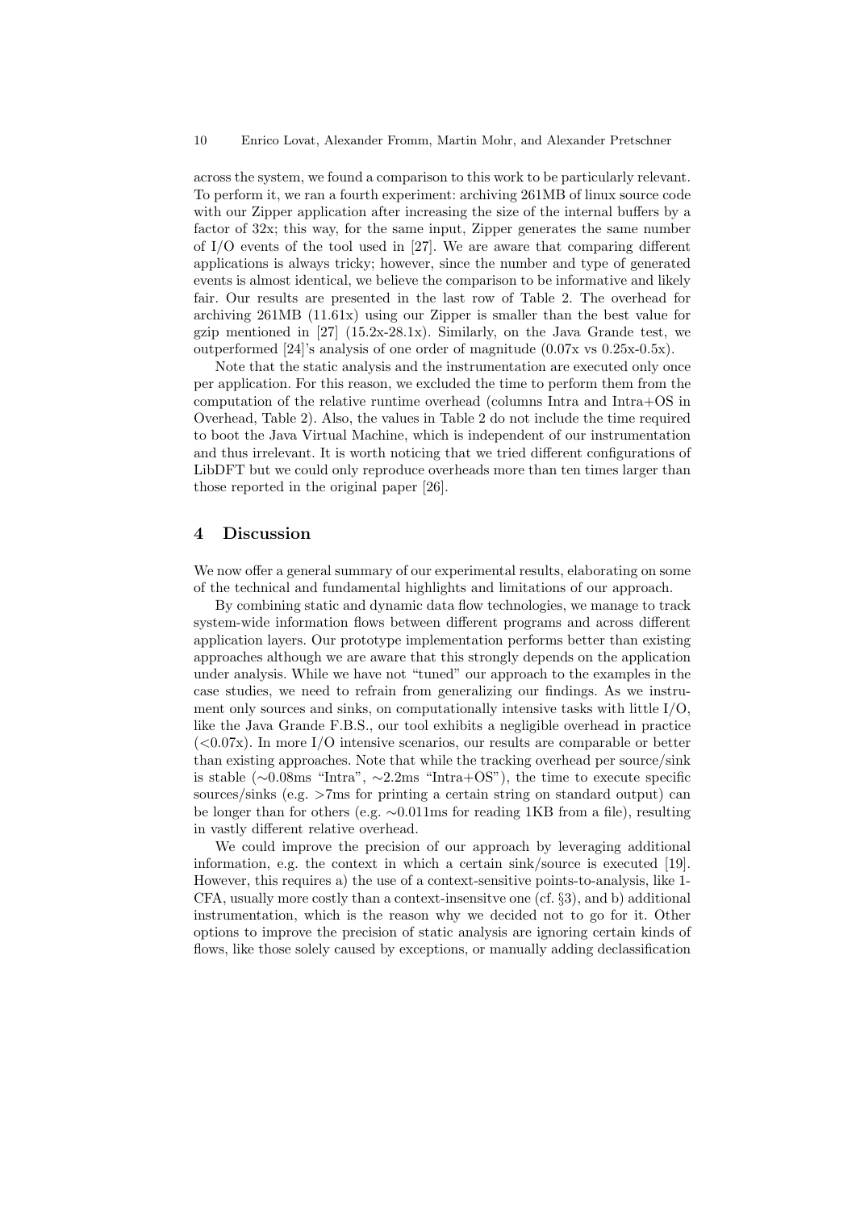across the system, we found a comparison to this work to be particularly relevant. To perform it, we ran a fourth experiment: archiving 261MB of linux source code with our Zipper application after increasing the size of the internal buffers by a factor of 32x; this way, for the same input, Zipper generates the same number of I/O events of the tool used in [27]. We are aware that comparing different applications is always tricky; however, since the number and type of generated events is almost identical, we believe the comparison to be informative and likely fair. Our results are presented in the last row of Table 2. The overhead for archiving 261MB (11.61x) using our Zipper is smaller than the best value for gzip mentioned in [27] (15.2x-28.1x). Similarly, on the Java Grande test, we outperformed [24]'s analysis of one order of magnitude (0.07x vs 0.25x-0.5x).

Note that the static analysis and the instrumentation are executed only once per application. For this reason, we excluded the time to perform them from the computation of the relative runtime overhead (columns Intra and Intra+OS in Overhead, Table 2). Also, the values in Table 2 do not include the time required to boot the Java Virtual Machine, which is independent of our instrumentation and thus irrelevant. It is worth noticing that we tried different configurations of LibDFT but we could only reproduce overheads more than ten times larger than those reported in the original paper [26].

## 4 Discussion

We now offer a general summary of our experimental results, elaborating on some of the technical and fundamental highlights and limitations of our approach.

By combining static and dynamic data flow technologies, we manage to track system-wide information flows between different programs and across different application layers. Our prototype implementation performs better than existing approaches although we are aware that this strongly depends on the application under analysis. While we have not "tuned" our approach to the examples in the case studies, we need to refrain from generalizing our findings. As we instrument only sources and sinks, on computationally intensive tasks with little I/O, like the Java Grande F.B.S., our tool exhibits a negligible overhead in practice (<0.07x). In more I/O intensive scenarios, our results are comparable or better than existing approaches. Note that while the tracking overhead per source/sink is stable (∼0.08ms "Intra", ∼2.2ms "Intra+OS"), the time to execute specific sources/sinks (e.g. >7ms for printing a certain string on standard output) can be longer than for others (e.g. ∼0.011ms for reading 1KB from a file), resulting in vastly different relative overhead.

We could improve the precision of our approach by leveraging additional information, e.g. the context in which a certain sink/source is executed [19]. However, this requires a) the use of a context-sensitive points-to-analysis, like 1-CFA, usually more costly than a context-insensitve one (cf. §3), and b) additional instrumentation, which is the reason why we decided not to go for it. Other options to improve the precision of static analysis are ignoring certain kinds of flows, like those solely caused by exceptions, or manually adding declassification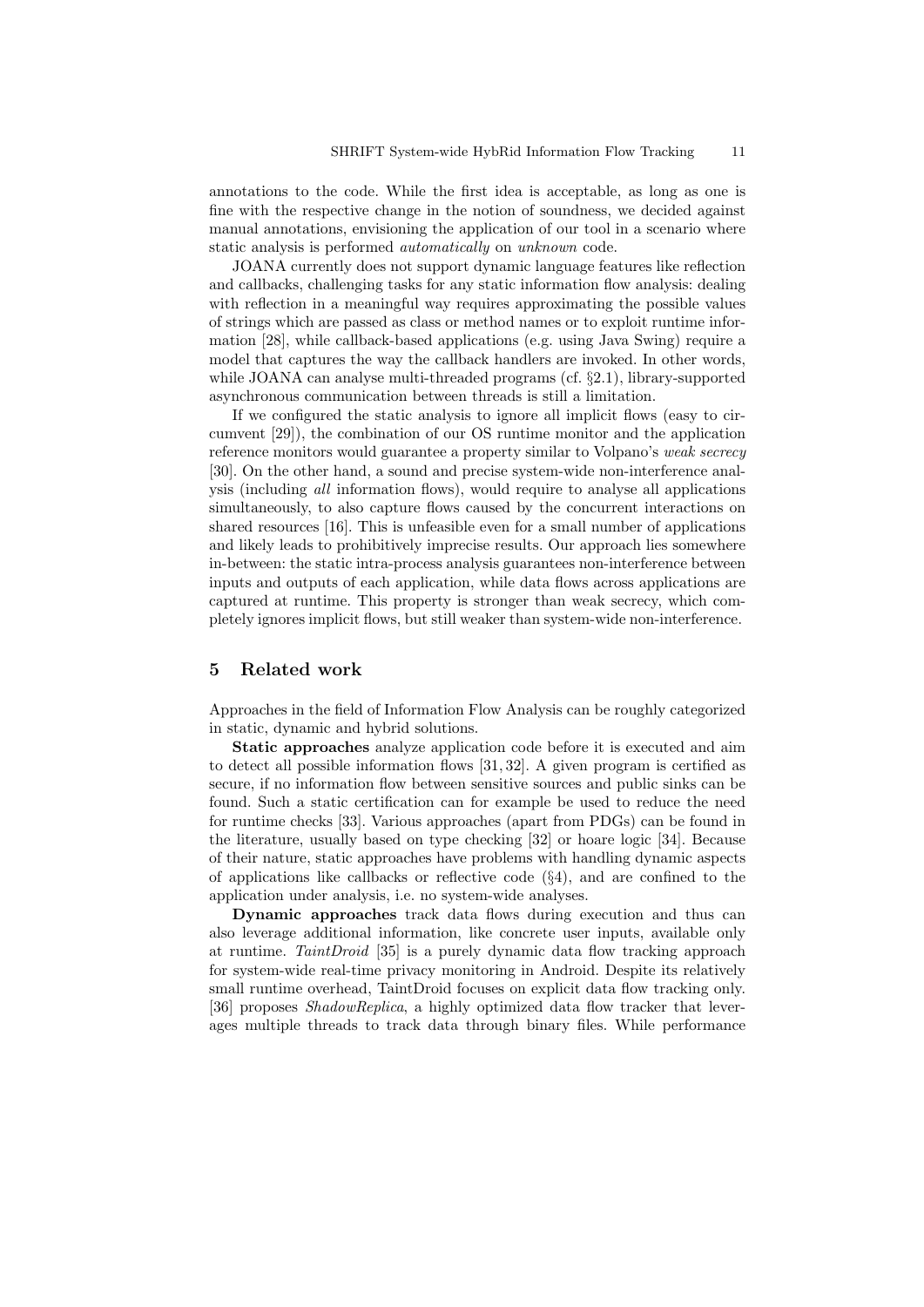annotations to the code. While the first idea is acceptable, as long as one is fine with the respective change in the notion of soundness, we decided against manual annotations, envisioning the application of our tool in a scenario where static analysis is performed *automatically* on *unknown* code.

JOANA currently does not support dynamic language features like reflection and callbacks, challenging tasks for any static information flow analysis: dealing with reflection in a meaningful way requires approximating the possible values of strings which are passed as class or method names or to exploit runtime information [28], while callback-based applications (e.g. using Java Swing) require a model that captures the way the callback handlers are invoked. In other words, while JOANA can analyse multi-threaded programs (cf. §2.1), library-supported asynchronous communication between threads is still a limitation.

If we configured the static analysis to ignore all implicit flows (easy to circumvent [29]), the combination of our OS runtime monitor and the application reference monitors would guarantee a property similar to Volpano's *weak secrecy* [30]. On the other hand, a sound and precise system-wide non-interference analysis (including *all* information flows), would require to analyse all applications simultaneously, to also capture flows caused by the concurrent interactions on shared resources [16]. This is unfeasible even for a small number of applications and likely leads to prohibitively imprecise results. Our approach lies somewhere in-between: the static intra-process analysis guarantees non-interference between inputs and outputs of each application, while data flows across applications are captured at runtime. This property is stronger than weak secrecy, which completely ignores implicit flows, but still weaker than system-wide non-interference.

## 5 Related work

Approaches in the field of Information Flow Analysis can be roughly categorized in static, dynamic and hybrid solutions.

**Static approaches** analyze application code before it is executed and aim to detect all possible information flows [31, 32]. A given program is certified as secure, if no information flow between sensitive sources and public sinks can be found. Such a static certification can for example be used to reduce the need for runtime checks [33]. Various approaches (apart from PDGs) can be found in the literature, usually based on type checking [32] or hoare logic [34]. Because of their nature, static approaches have problems with handling dynamic aspects of applications like callbacks or reflective code (§4), and are confined to the application under analysis, i.e. no system-wide analyses.

**Dynamic approaches** track data flows during execution and thus can also leverage additional information, like concrete user inputs, available only at runtime. *TaintDroid* [35] is a purely dynamic data flow tracking approach for system-wide real-time privacy monitoring in Android. Despite its relatively small runtime overhead, TaintDroid focuses on explicit data flow tracking only. [36] proposes *ShadowReplica*, a highly optimized data flow tracker that leverages multiple threads to track data through binary files. While performance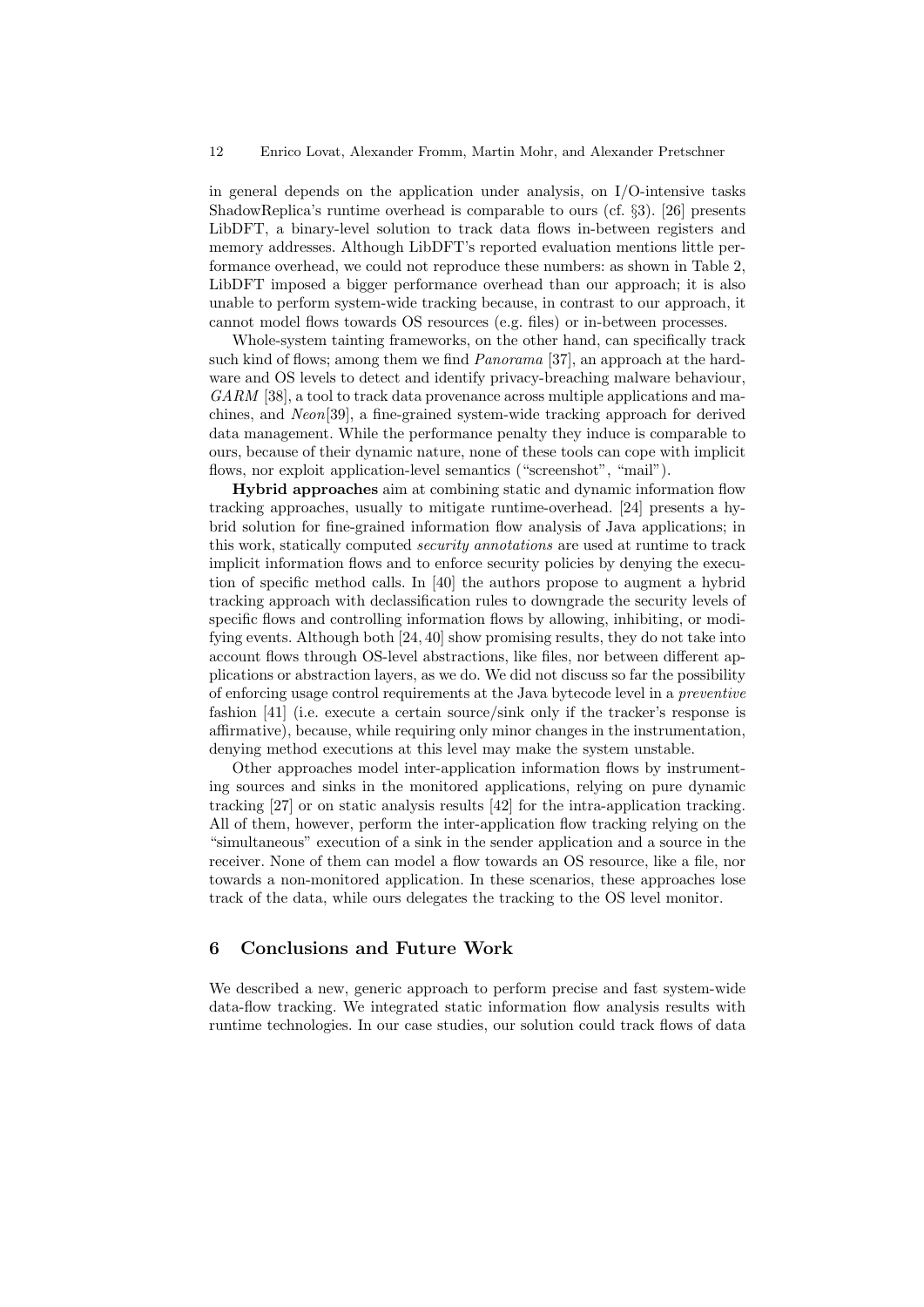in general depends on the application under analysis, on I/O-intensive tasks ShadowReplica's runtime overhead is comparable to ours (cf. §3). [26] presents LibDFT, a binary-level solution to track data flows in-between registers and memory addresses. Although LibDFT's reported evaluation mentions little performance overhead, we could not reproduce these numbers: as shown in Table 2, LibDFT imposed a bigger performance overhead than our approach; it is also unable to perform system-wide tracking because, in contrast to our approach, it cannot model flows towards OS resources (e.g. files) or in-between processes.

Whole-system tainting frameworks, on the other hand, can specifically track such kind of flows; among them we find *Panorama* [37], an approach at the hardware and OS levels to detect and identify privacy-breaching malware behaviour, *GARM* [38], a tool to track data provenance across multiple applications and machines, and *Neon*[39], a fine-grained system-wide tracking approach for derived data management. While the performance penalty they induce is comparable to ours, because of their dynamic nature, none of these tools can cope with implicit flows, nor exploit application-level semantics ("screenshot", "mail").

**Hybrid approaches** aim at combining static and dynamic information flow tracking approaches, usually to mitigate runtime-overhead. [24] presents a hybrid solution for fine-grained information flow analysis of Java applications; in this work, statically computed *security annotations* are used at runtime to track implicit information flows and to enforce security policies by denying the execution of specific method calls. In [40] the authors propose to augment a hybrid tracking approach with declassification rules to downgrade the security levels of specific flows and controlling information flows by allowing, inhibiting, or modifying events. Although both [24, 40] show promising results, they do not take into account flows through OS-level abstractions, like files, nor between different applications or abstraction layers, as we do. We did not discuss so far the possibility of enforcing usage control requirements at the Java bytecode level in a *preventive* fashion [41] (i.e. execute a certain source/sink only if the tracker's response is affirmative), because, while requiring only minor changes in the instrumentation, denying method executions at this level may make the system unstable.

Other approaches model inter-application information flows by instrumenting sources and sinks in the monitored applications, relying on pure dynamic tracking [27] or on static analysis results [42] for the intra-application tracking. All of them, however, perform the inter-application flow tracking relying on the "simultaneous" execution of a sink in the sender application and a source in the receiver. None of them can model a flow towards an OS resource, like a file, nor towards a non-monitored application. In these scenarios, these approaches lose track of the data, while ours delegates the tracking to the OS level monitor.

## 6 Conclusions and Future Work

We described a new, generic approach to perform precise and fast system-wide data-flow tracking. We integrated static information flow analysis results with runtime technologies. In our case studies, our solution could track flows of data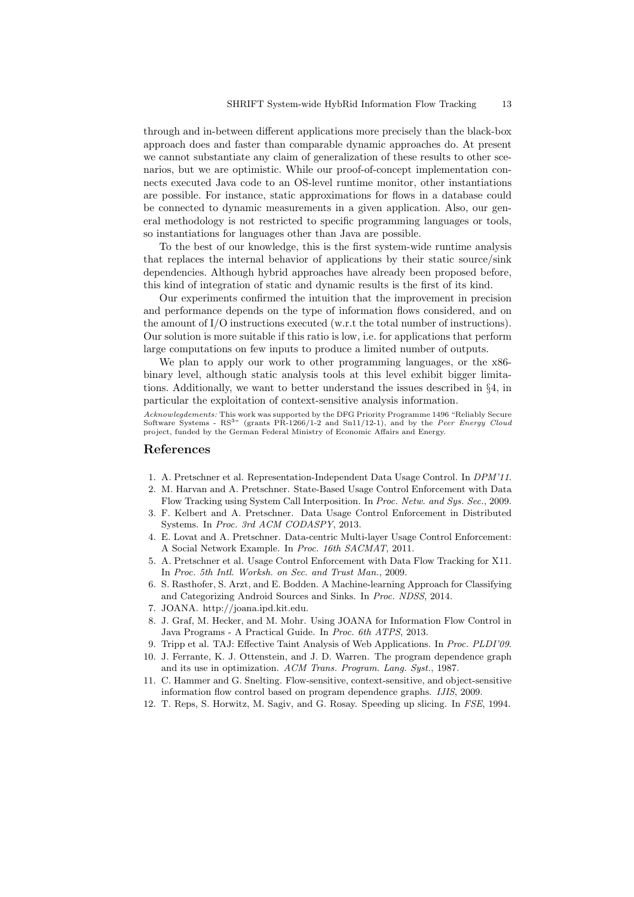through and in-between different applications more precisely than the black-box approach does and faster than comparable dynamic approaches do. At present we cannot substantiate any claim of generalization of these results to other scenarios, but we are optimistic. While our proof-of-concept implementation connects executed Java code to an OS-level runtime monitor, other instantiations are possible. For instance, static approximations for flows in a database could be connected to dynamic measurements in a given application. Also, our general methodology is not restricted to specific programming languages or tools, so instantiations for languages other than Java are possible.

To the best of our knowledge, this is the first system-wide runtime analysis that replaces the internal behavior of applications by their static source/sink dependencies. Although hybrid approaches have already been proposed before, this kind of integration of static and dynamic results is the first of its kind.

Our experiments confirmed the intuition that the improvement in precision and performance depends on the type of information flows considered, and on the amount of I/O instructions executed (w.r.t the total number of instructions). Our solution is more suitable if this ratio is low, i.e. for applications that perform large computations on few inputs to produce a limited number of outputs.

We plan to apply our work to other programming languages, or the x86-binary level, although static analysis tools at this level exhibit bigger limitations. Additionally, we want to better understand the issues described in §4, in particular the exploitation of context-sensitive analysis information.

*Acknowlegdements:* This work was supported by the DFG Priority Programme 1496 "Reliably Secure Software Systems - $RS^3$" (grants PR-1266/1-2 and Sn11/12-1), and by the *Peer Energy Cloud* project, funded by the German Federal Ministry of Economic Affairs and Energy.

## References

1. A. Pretschner et al. Representation-Independent Data Usage Control. In *DPM'11*.
2. M. Harvan and A. Pretschner. State-Based Usage Control Enforcement with Data Flow Tracking using System Call Interposition. In *Proc. Netw. and Sys. Sec.*, 2009.
3. F. Kelbert and A. Pretschner. Data Usage Control Enforcement in Distributed Systems. In *Proc. 3rd ACM CODASPY*, 2013.
4. E. Lovat and A. Pretschner. Data-centric Multi-layer Usage Control Enforcement: A Social Network Example. In *Proc. 16th SACMAT*, 2011.
5. A. Pretschner et al. Usage Control Enforcement with Data Flow Tracking for X11. In *Proc. 5th Intl. Worksh. on Sec. and Trust Man.*, 2009.
6. S. Rasthofer, S. Arzt, and E. Bodden. A Machine-learning Approach for Classifying and Categorizing Android Sources and Sinks. In *Proc. NDSS*, 2014.
7. JOANA. http://joana.ipd.kit.edu.
8. J. Graf, M. Hecker, and M. Mohr. Using JOANA for Information Flow Control in Java Programs - A Practical Guide. In *Proc. 6th ATPS*, 2013.
9. Tripp et al. TAJ: Effective Taint Analysis of Web Applications. In *Proc. PLDI'09*.
10. J. Ferrante, K. J. Ottenstein, and J. D. Warren. The program dependence graph and its use in optimization. *ACM Trans. Program. Lang. Syst.*, 1987.
11. C. Hammer and G. Snelting. Flow-sensitive, context-sensitive, and object-sensitive information flow control based on program dependence graphs. *IJIS*, 2009.
12. T. Reps, S. Horwitz, M. Sagiv, and G. Rosay. Speeding up slicing. In *FSE*, 1994.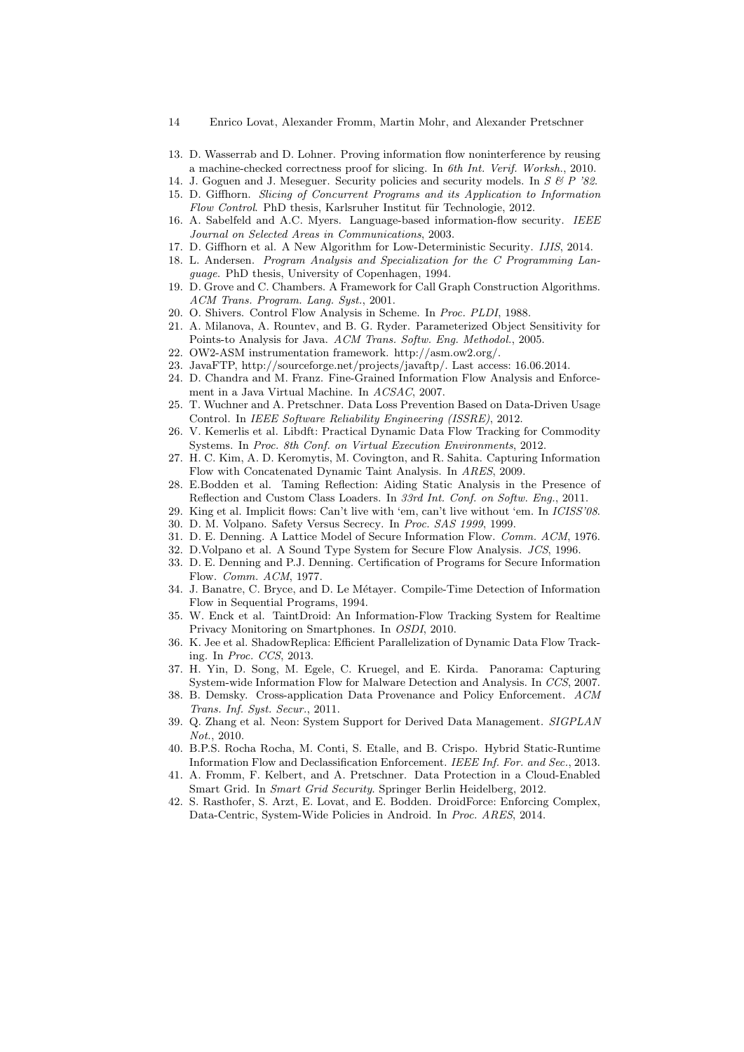13. D. Wasserrab and D. Lohner. Proving information flow noninterference by reusing a machine-checked correctness proof for slicing. In *6th Int. Verif. Worksh.*, 2010.
14. J. Goguen and J. Meseguer. Security policies and security models. In *S & P '82*.
15. D. Giffhorn. *Slicing of Concurrent Programs and its Application to Information Flow Control*. PhD thesis, Karlsruher Institut für Technologie, 2012.
16. A. Sabelfeld and A.C. Myers. Language-based information-flow security. *IEEE Journal on Selected Areas in Communications*, 2003.
17. D. Giffhorn et al. A New Algorithm for Low-Deterministic Security. *IJIS*, 2014.
18. L. Andersen. *Program Analysis and Specialization for the C Programming Language*. PhD thesis, University of Copenhagen, 1994.
19. D. Grove and C. Chambers. A Framework for Call Graph Construction Algorithms. *ACM Trans. Program. Lang. Syst.*, 2001.
20. O. Shivers. Control Flow Analysis in Scheme. In *Proc. PLDI*, 1988.
21. A. Milanova, A. Rountev, and B. G. Ryder. Parameterized Object Sensitivity for Points-to Analysis for Java. *ACM Trans. Softw. Eng. Methodol.*, 2005.
22. OW2-ASM instrumentation framework. http://asm.ow2.org/.
23. JavaFTP, http://sourceforge.net/projects/javaftp/. Last access: 16.06.2014.
24. D. Chandra and M. Franz. Fine-Grained Information Flow Analysis and Enforcement in a Java Virtual Machine. In *ACSAC*, 2007.
25. T. Wuchner and A. Pretschner. Data Loss Prevention Based on Data-Driven Usage Control. In *IEEE Software Reliability Engineering (ISSRE)*, 2012.
26. V. Kemerlis et al. Libdft: Practical Dynamic Data Flow Tracking for Commodity Systems. In *Proc. 8th Conf. on Virtual Execution Environments*, 2012.
27. H. C. Kim, A. D. Keromytis, M. Covington, and R. Sahita. Capturing Information Flow with Concatenated Dynamic Taint Analysis. In *ARES*, 2009.
28. E.Bodden et al. Taming Reflection: Aiding Static Analysis in the Presence of Reflection and Custom Class Loaders. In *33rd Int. Conf. on Softw. Eng.*, 2011.
29. King et al. Implicit flows: Can't live with 'em, can't live without 'em. In *ICISS'08*.
30. D. M. Volpano. Safety Versus Secrecy. In *Proc. SAS 1999*, 1999.
31. D. E. Denning. A Lattice Model of Secure Information Flow. *Comm. ACM*, 1976.
32. D.Volpano et al. A Sound Type System for Secure Flow Analysis. *JCS*, 1996.
33. D. E. Denning and P.J. Denning. Certification of Programs for Secure Information Flow. *Comm. ACM*, 1977.
34. J. Banatre, C. Bryce, and D. Le Métayer. Compile-Time Detection of Information Flow in Sequential Programs, 1994.
35. W. Enck et al. TaintDroid: An Information-Flow Tracking System for Realtime Privacy Monitoring on Smartphones. In *OSDI*, 2010.
36. K. Jee et al. ShadowReplica: Efficient Parallelization of Dynamic Data Flow Tracking. In *Proc. CCS*, 2013.
37. H. Yin, D. Song, M. Egele, C. Kruegel, and E. Kirda. Panorama: Capturing System-wide Information Flow for Malware Detection and Analysis. In *CCS*, 2007.
38. B. Demsky. Cross-application Data Provenance and Policy Enforcement. *ACM Trans. Inf. Syst. Secur.*, 2011.
39. Q. Zhang et al. Neon: System Support for Derived Data Management. *SIGPLAN Not.*, 2010.
40. B.P.S. Rocha Rocha, M. Conti, S. Etalle, and B. Crispo. Hybrid Static-Runtime Information Flow and Declassification Enforcement. *IEEE Inf. For. and Sec.*, 2013.
41. A. Fromm, F. Kelbert, and A. Pretschner. Data Protection in a Cloud-Enabled Smart Grid. In *Smart Grid Security*. Springer Berlin Heidelberg, 2012.
42. S. Rasthofer, S. Arzt, E. Lovat, and E. Bodden. DroidForce: Enforcing Complex, Data-Centric, System-Wide Policies in Android. In *Proc. ARES*, 2014.